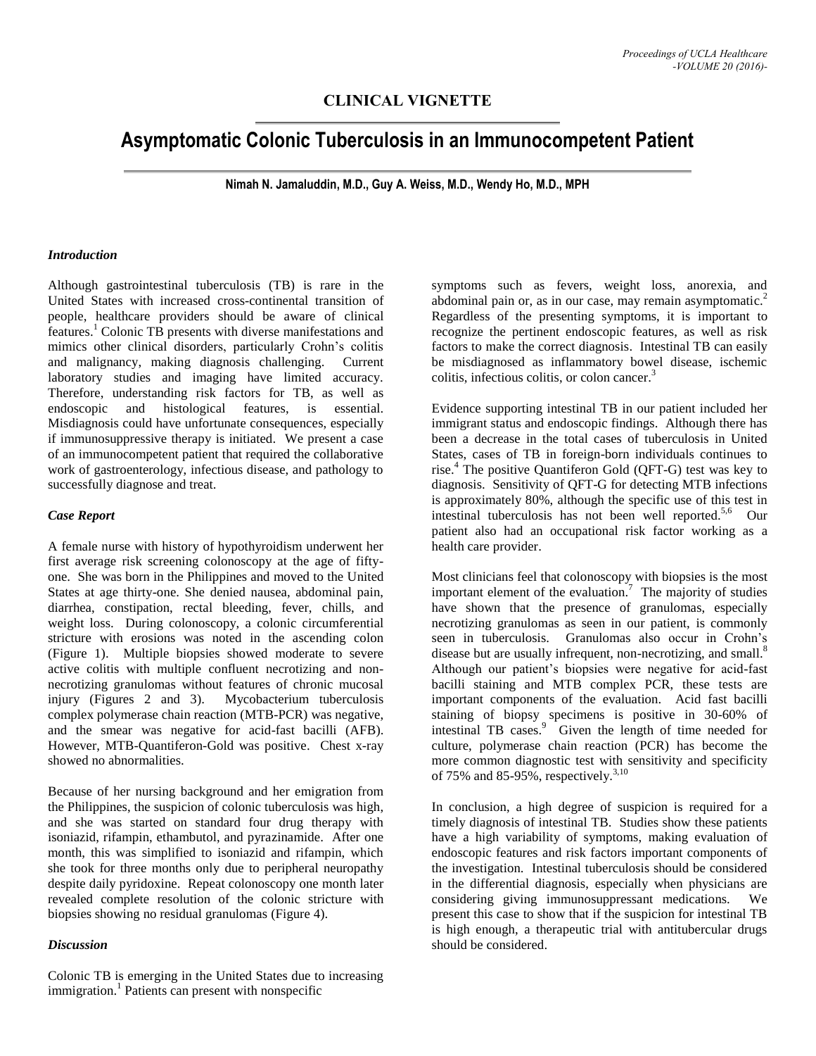**CLINICAL VIGNETTE**

# Asymptomatic Colonic Tuberculosis in an Immunocompetent Patient

**Nimah N. Jamaluddin, M.D., Guy A. Weiss, M.D., Wendy Ho, M.D., MPH**

### *Introduction*

Although gastrointestinal tuberculosis (TB) is rare in the United States with increased cross-continental transition of people, healthcare providers should be aware of clinical features.[1] Colonic TB presents with diverse manifestations and mimics other clinical disorders, particularly Crohn's colitis and malignancy, making diagnosis challenging. Current laboratory studies and imaging have limited accuracy. Therefore, understanding risk factors for TB, as well as endoscopic and histological features, is essential. Misdiagnosis could have unfortunate consequences, especially if immunosuppressive therapy is initiated. We present a case of an immunocompetent patient that required the collaborative work of gastroenterology, infectious disease, and pathology to successfully diagnose and treat.

### *Case Report*

A female nurse with history of hypothyroidism underwent her first average risk screening colonoscopy at the age of fifty-one. She was born in the Philippines and moved to the United States at age thirty-one. She denied nausea, abdominal pain, diarrhea, constipation, rectal bleeding, fever, chills, and weight loss. During colonoscopy, a colonic circumferential stricture with erosions was noted in the ascending colon (Figure 1). Multiple biopsies showed moderate to severe active colitis with multiple confluent necrotizing and non-necrotizing granulomas without features of chronic mucosal injury (Figures 2 and 3). Mycobacterium tuberculosis complex polymerase chain reaction (MTB-PCR) was negative, and the smear was negative for acid-fast bacilli (AFB). However, MTB-Quantiferon-Gold was positive. Chest x-ray showed no abnormalities.

Because of her nursing background and her emigration from the Philippines, the suspicion of colonic tuberculosis was high, and she was started on standard four drug therapy with isoniazid, rifampin, ethambutol, and pyrazinamide. After one month, this was simplified to isoniazid and rifampin, which she took for three months only due to peripheral neuropathy despite daily pyridoxine. Repeat colonoscopy one month later revealed complete resolution of the colonic stricture with biopsies showing no residual granulomas (Figure 4).

### *Discussion*

Colonic TB is emerging in the United States due to increasing immigration.[1] Patients can present with nonspecific symptoms such as fevers, weight loss, anorexia, and abdominal pain or, as in our case, may remain asymptomatic.[2] Regardless of the presenting symptoms, it is important to recognize the pertinent endoscopic features, as well as risk factors to make the correct diagnosis. Intestinal TB can easily be misdiagnosed as inflammatory bowel disease, ischemic colitis, infectious colitis, or colon cancer.[3]

Evidence supporting intestinal TB in our patient included her immigrant status and endoscopic findings. Although there has been a decrease in the total cases of tuberculosis in United States, cases of TB in foreign-born individuals continues to rise.[4] The positive Quantiferon Gold (QFT-G) test was key to diagnosis. Sensitivity of QFT-G for detecting MTB infections is approximately 80%, although the specific use of this test in intestinal tuberculosis has not been well reported.[5,6] Our patient also had an occupational risk factor working as a health care provider.

Most clinicians feel that colonoscopy with biopsies is the most important element of the evaluation.[7] The majority of studies have shown that the presence of granulomas, especially necrotizing granulomas as seen in our patient, is commonly seen in tuberculosis. Granulomas also occur in Crohn's disease but are usually infrequent, non-necrotizing, and small.[8] Although our patient's biopsies were negative for acid-fast bacilli staining and MTB complex PCR, these tests are important components of the evaluation. Acid fast bacilli staining of biopsy specimens is positive in 30-60% of intestinal TB cases.[9] Given the length of time needed for culture, polymerase chain reaction (PCR) has become the more common diagnostic test with sensitivity and specificity of 75% and 85-95%, respectively.[3,10]

In conclusion, a high degree of suspicion is required for a timely diagnosis of intestinal TB. Studies show these patients have a high variability of symptoms, making evaluation of endoscopic features and risk factors important components of the investigation. Intestinal tuberculosis should be considered in the differential diagnosis, especially when physicians are considering giving immunosuppressant medications. We present this case to show that if the suspicion for intestinal TB is high enough, a therapeutic trial with antitubercular drugs should be considered.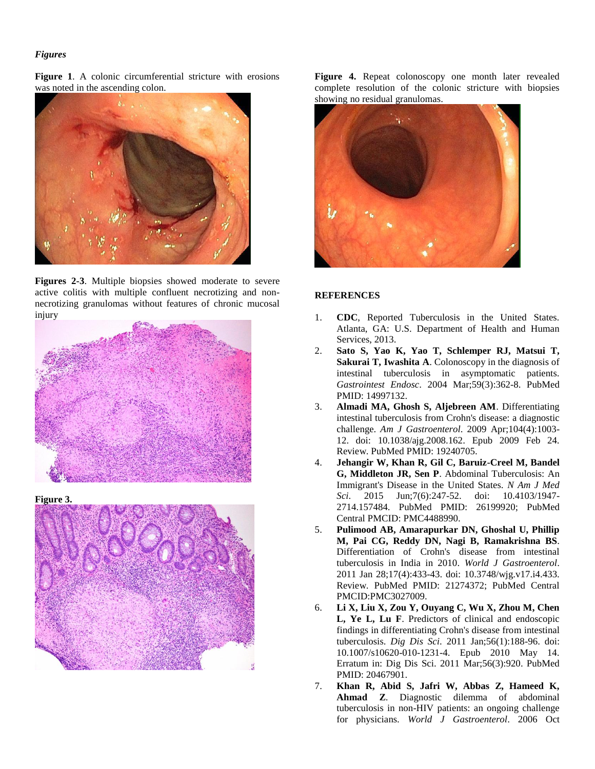*Figures*

**Figure 1**. A colonic circumferential stricture with erosions was noted in the ascending colon.

**Figures 2-3**. Multiple biopsies showed moderate to severe active colitis with multiple confluent necrotizing and non-necrotizing granulomas without features of chronic mucosal injury

**Figure 3.**

**Figure 4.** Repeat colonoscopy one month later revealed complete resolution of the colonic stricture with biopsies showing no residual granulomas.

**REFERENCES**

1. **CDC**, Reported Tuberculosis in the United States. Atlanta, GA: U.S. Department of Health and Human Services, 2013.
2. **Sato S, Yao K, Yao T, Schlemper RJ, Matsui T, Sakurai T, Iwashita A**. Colonoscopy in the diagnosis of intestinal tuberculosis in asymptomatic patients. *Gastrointest Endosc*. 2004 Mar;59(3):362-8. PubMed PMID: 14997132.
3. **Almadi MA, Ghosh S, Aljebreen AM**. Differentiating intestinal tuberculosis from Crohn's disease: a diagnostic challenge. *Am J Gastroenterol*. 2009 Apr;104(4):1003-12. doi: 10.1038/ajg.2008.162. Epub 2009 Feb 24. Review. PubMed PMID: 19240705.
4. **Jehangir W, Khan R, Gil C, Baruiz-Creel M, Bandel G, Middleton JR, Sen P**. Abdominal Tuberculosis: An Immigrant's Disease in the United States. *N Am J Med Sci*. 2015 Jun;7(6):247-52. doi: 10.4103/1947-2714.157484. PubMed PMID: 26199920; PubMed Central PMCID: PMC4488990.
5. **Pulimood AB, Amarapurkar DN, Ghoshal U, Phillip M, Pai CG, Reddy DN, Nagi B, Ramakrishna BS**. Differentiation of Crohn's disease from intestinal tuberculosis in India in 2010. *World J Gastroenterol*. 2011 Jan 28;17(4):433-43. doi: 10.3748/wjg.v17.i4.433. Review. PubMed PMID: 21274372; PubMed Central PMCID:PMC3027009.
6. **Li X, Liu X, Zou Y, Ouyang C, Wu X, Zhou M, Chen L, Ye L, Lu F**. Predictors of clinical and endoscopic findings in differentiating Crohn's disease from intestinal tuberculosis. *Dig Dis Sci*. 2011 Jan;56(1):188-96. doi: 10.1007/s10620-010-1231-4. Epub 2010 May 14. Erratum in: Dig Dis Sci. 2011 Mar;56(3):920. PubMed PMID: 20467901.
7. **Khan R, Abid S, Jafri W, Abbas Z, Hameed K, Ahmad Z**. Diagnostic dilemma of abdominal tuberculosis in non-HIV patients: an ongoing challenge for physicians. *World J Gastroenterol*. 2006 Oct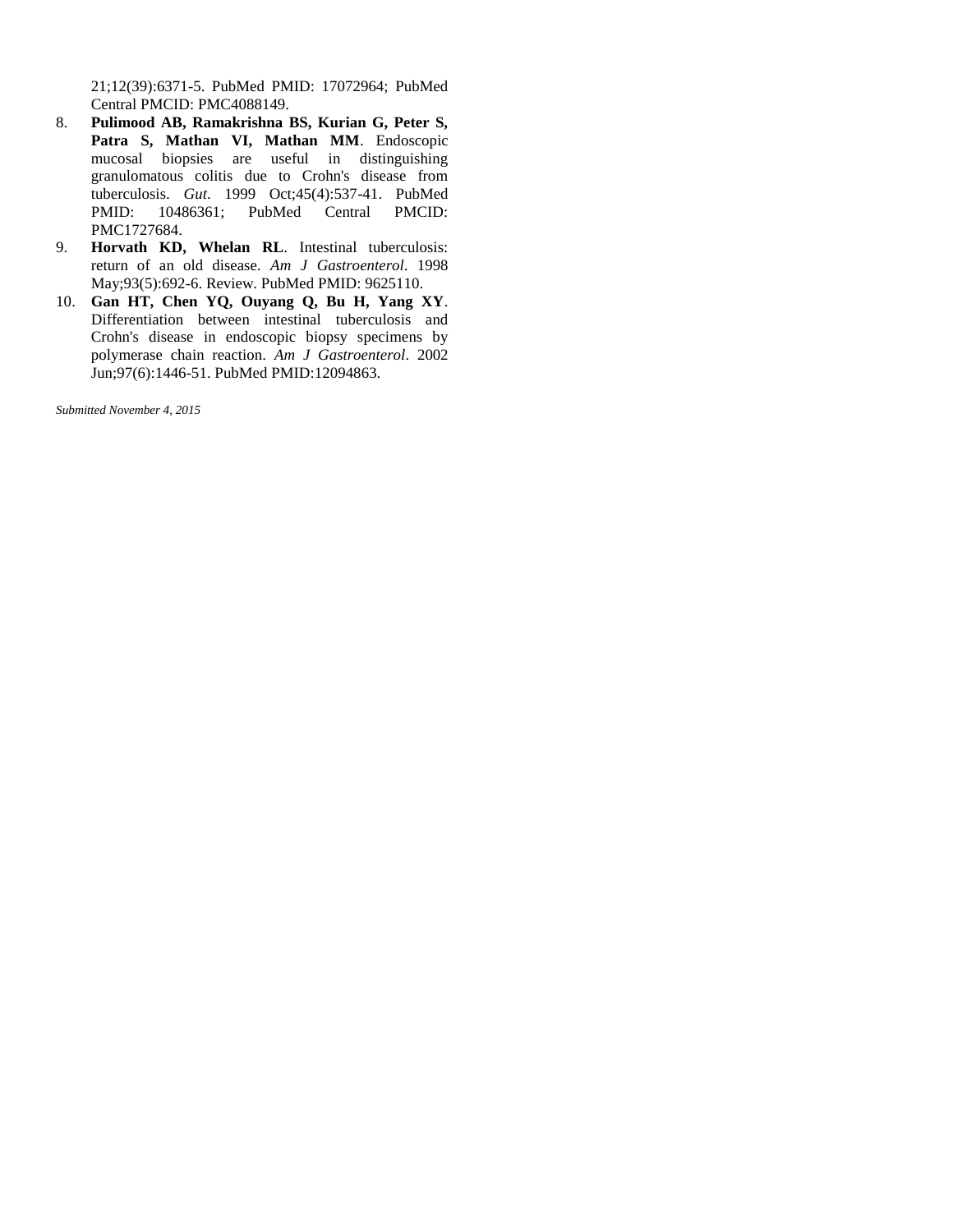21;12(39):6371-5. PubMed PMID: 17072964; PubMed Central PMCID: PMC4088149.

8. **Pulimood AB, Ramakrishna BS, Kurian G, Peter S, Patra S, Mathan VI, Mathan MM**. Endoscopic mucosal biopsies are useful in distinguishing granulomatous colitis due to Crohn's disease from tuberculosis. *Gut*. 1999 Oct;45(4):537-41. PubMed PMID: 10486361; PubMed Central PMCID: PMC1727684.
9. **Horvath KD, Whelan RL**. Intestinal tuberculosis: return of an old disease. *Am J Gastroenterol*. 1998 May;93(5):692-6. Review. PubMed PMID: 9625110.
10. **Gan HT, Chen YQ, Ouyang Q, Bu H, Yang XY**. Differentiation between intestinal tuberculosis and Crohn's disease in endoscopic biopsy specimens by polymerase chain reaction. *Am J Gastroenterol*. 2002 Jun;97(6):1446-51. PubMed PMID:12094863.

*Submitted November 4, 2015*